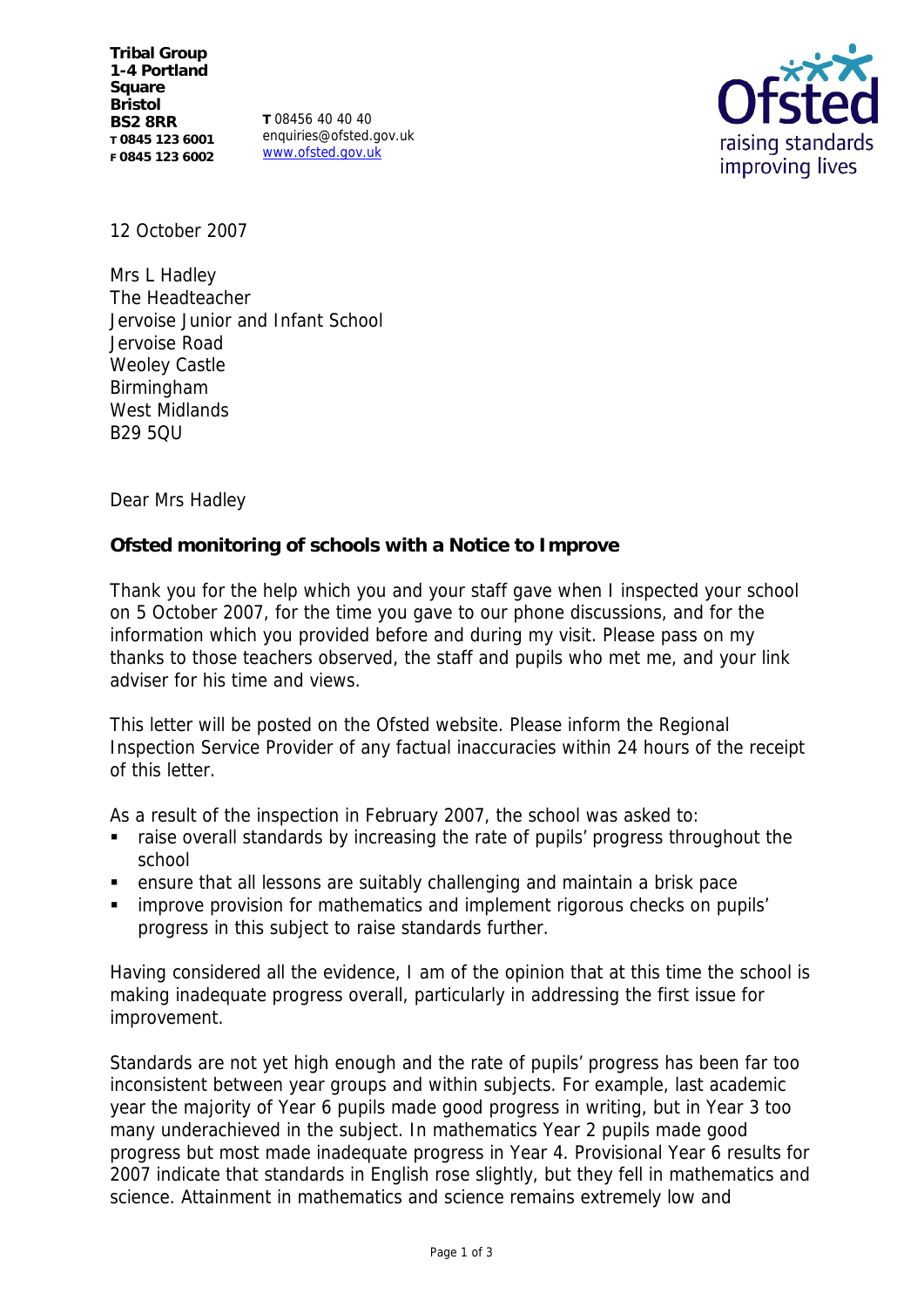**Tribal Group**
**1-4 Portland Square**
**Bristol**
**BS2 8RR**
**T 0845 123 6001**
**F 0845 123 6002**

**T** 08456 40 40 40
enquiries@ofsted.gov.uk
www.ofsted.gov.uk

Ofsted
raising standards
improving lives

12 October 2007

Mrs L Hadley
The Headteacher
Jervoise Junior and Infant School
Jervoise Road
Weoley Castle
Birmingham
West Midlands
B29 5QU

Dear Mrs Hadley

**Ofsted monitoring of schools with a Notice to Improve**

Thank you for the help which you and your staff gave when I inspected your school on 5 October 2007, for the time you gave to our phone discussions, and for the information which you provided before and during my visit. Please pass on my thanks to those teachers observed, the staff and pupils who met me, and your link adviser for his time and views.

This letter will be posted on the Ofsted website. Please inform the Regional Inspection Service Provider of any factual inaccuracies within 24 hours of the receipt of this letter.

As a result of the inspection in February 2007, the school was asked to:

- raise overall standards by increasing the rate of pupils' progress throughout the school
- ensure that all lessons are suitably challenging and maintain a brisk pace
- improve provision for mathematics and implement rigorous checks on pupils' progress in this subject to raise standards further.

Having considered all the evidence, I am of the opinion that at this time the school is making inadequate progress overall, particularly in addressing the first issue for improvement.

Standards are not yet high enough and the rate of pupils' progress has been far too inconsistent between year groups and within subjects. For example, last academic year the majority of Year 6 pupils made good progress in writing, but in Year 3 too many underachieved in the subject. In mathematics Year 2 pupils made good progress but most made inadequate progress in Year 4. Provisional Year 6 results for 2007 indicate that standards in English rose slightly, but they fell in mathematics and science. Attainment in mathematics and science remains extremely low and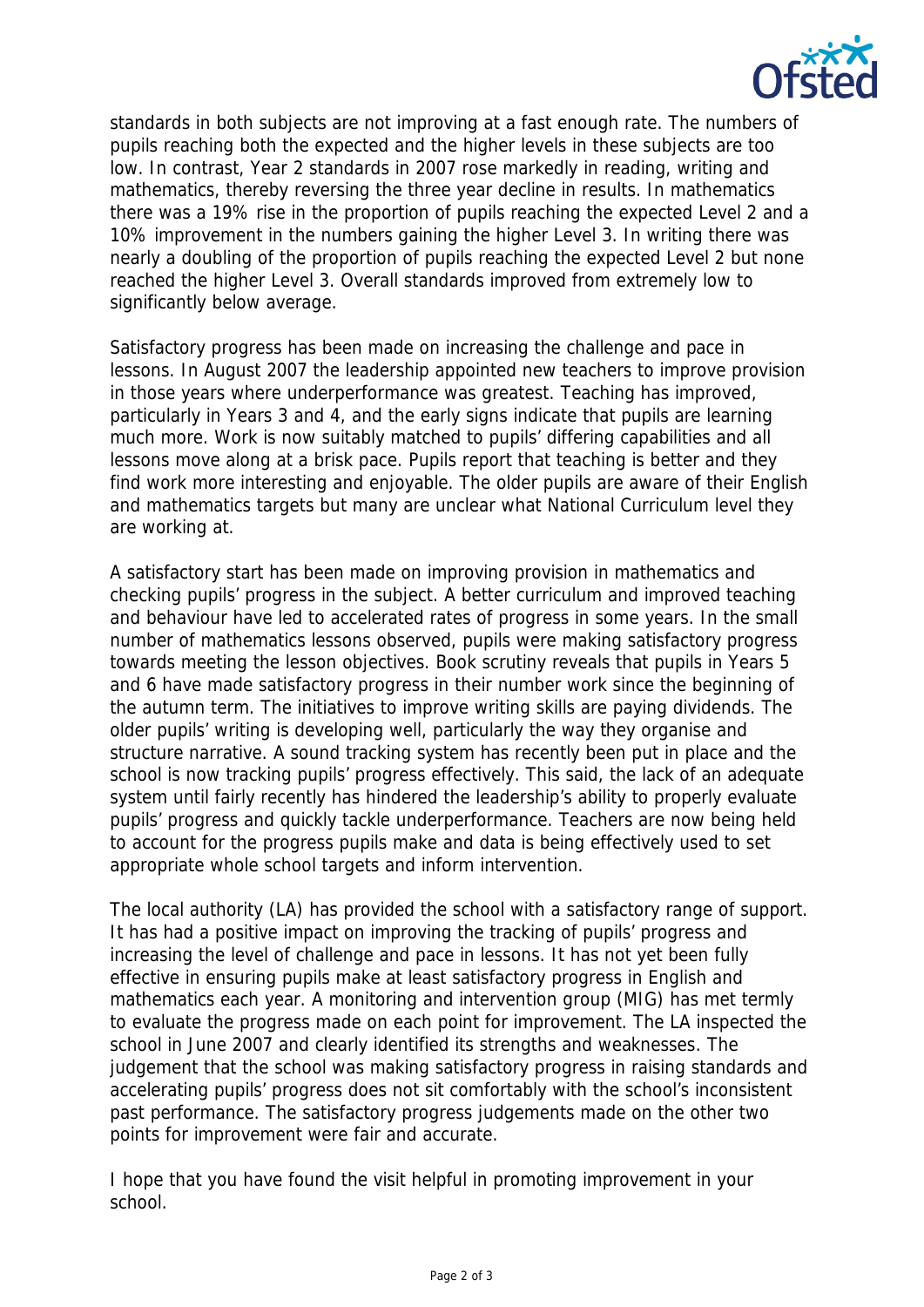standards in both subjects are not improving at a fast enough rate. The numbers of pupils reaching both the expected and the higher levels in these subjects are too low. In contrast, Year 2 standards in 2007 rose markedly in reading, writing and mathematics, thereby reversing the three year decline in results. In mathematics there was a 19% rise in the proportion of pupils reaching the expected Level 2 and a 10% improvement in the numbers gaining the higher Level 3. In writing there was nearly a doubling of the proportion of pupils reaching the expected Level 2 but none reached the higher Level 3. Overall standards improved from extremely low to significantly below average.

Satisfactory progress has been made on increasing the challenge and pace in lessons. In August 2007 the leadership appointed new teachers to improve provision in those years where underperformance was greatest. Teaching has improved, particularly in Years 3 and 4, and the early signs indicate that pupils are learning much more. Work is now suitably matched to pupils' differing capabilities and all lessons move along at a brisk pace. Pupils report that teaching is better and they find work more interesting and enjoyable. The older pupils are aware of their English and mathematics targets but many are unclear what National Curriculum level they are working at.

A satisfactory start has been made on improving provision in mathematics and checking pupils' progress in the subject. A better curriculum and improved teaching and behaviour have led to accelerated rates of progress in some years. In the small number of mathematics lessons observed, pupils were making satisfactory progress towards meeting the lesson objectives. Book scrutiny reveals that pupils in Years 5 and 6 have made satisfactory progress in their number work since the beginning of the autumn term. The initiatives to improve writing skills are paying dividends. The older pupils' writing is developing well, particularly the way they organise and structure narrative. A sound tracking system has recently been put in place and the school is now tracking pupils' progress effectively. This said, the lack of an adequate system until fairly recently has hindered the leadership's ability to properly evaluate pupils' progress and quickly tackle underperformance. Teachers are now being held to account for the progress pupils make and data is being effectively used to set appropriate whole school targets and inform intervention.

The local authority (LA) has provided the school with a satisfactory range of support. It has had a positive impact on improving the tracking of pupils' progress and increasing the level of challenge and pace in lessons. It has not yet been fully effective in ensuring pupils make at least satisfactory progress in English and mathematics each year. A monitoring and intervention group (MIG) has met termly to evaluate the progress made on each point for improvement. The LA inspected the school in June 2007 and clearly identified its strengths and weaknesses. The judgement that the school was making satisfactory progress in raising standards and accelerating pupils' progress does not sit comfortably with the school's inconsistent past performance. The satisfactory progress judgements made on the other two points for improvement were fair and accurate.

I hope that you have found the visit helpful in promoting improvement in your school.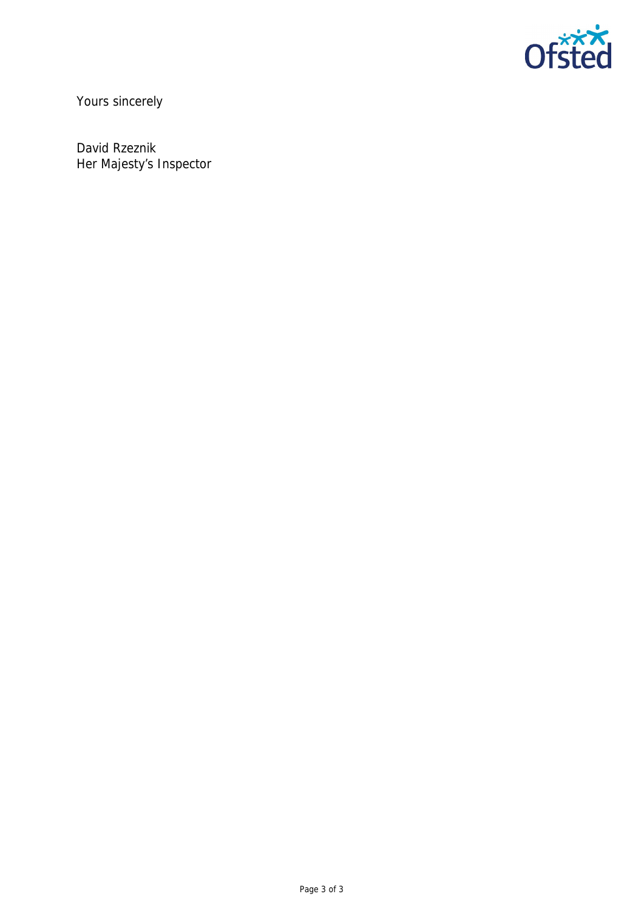Yours sincerely

David Rzeznik
Her Majesty's Inspector